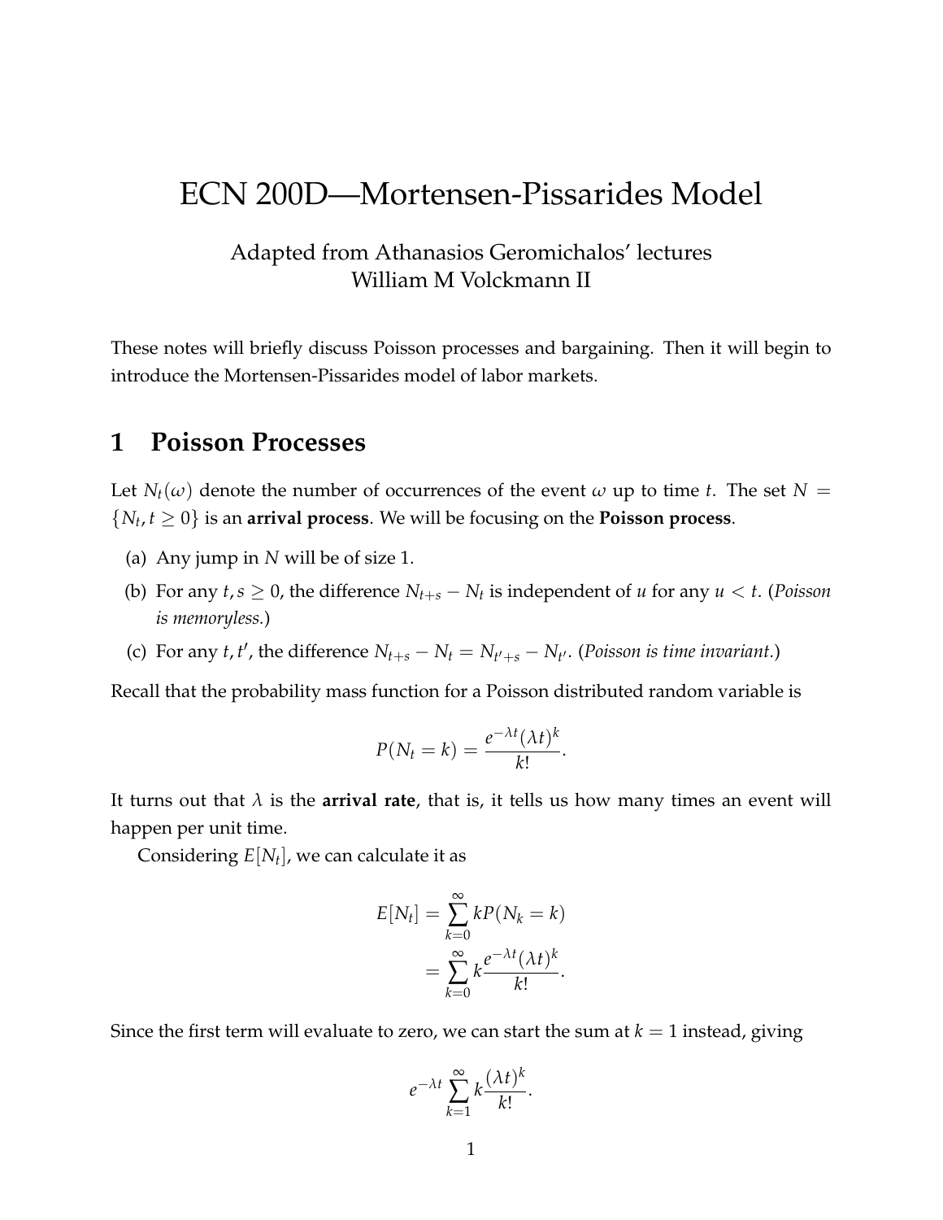# ECN 200D—Mortensen-Pissarides Model

Adapted from Athanasios Geromichalos' lectures
William M Volckmann II

These notes will briefly discuss Poisson processes and bargaining. Then it will begin to introduce the Mortensen-Pissarides model of labor markets.

## 1 Poisson Processes

Let $N_t(\omega)$ denote the number of occurrences of the event $\omega$ up to time $t$. The set $N = \{N_t, t \geq 0\}$ is an **arrival process**. We will be focusing on the **Poisson process**.

(a) Any jump in $N$ will be of size 1.

(b) For any $t, s \geq 0$, the difference $N_{t+s} - N_t$ is independent of $u$ for any $u < t$. (*Poisson is memoryless.*)

(c) For any $t, t'$, the difference $N_{t+s} - N_t = N_{t'+s} - N_{t'}$. (*Poisson is time invariant.*)

Recall that the probability mass function for a Poisson distributed random variable is

$$P(N_t = k) = \frac{e^{-\lambda t}(\lambda t)^k}{k!}.$$

It turns out that $\lambda$ is the **arrival rate**, that is, it tells us how many times an event will happen per unit time.

Considering $E[N_t]$, we can calculate it as

$$\begin{aligned} E[N_t] &= \sum_{k=0}^{\infty} kP(N_k = k) \\ &= \sum_{k=0}^{\infty} k\frac{e^{-\lambda t}(\lambda t)^k}{k!}. \end{aligned}$$

Since the first term will evaluate to zero, we can start the sum at $k = 1$ instead, giving

$$e^{-\lambda t}\sum_{k=1}^{\infty} k\frac{(\lambda t)^k}{k!}.$$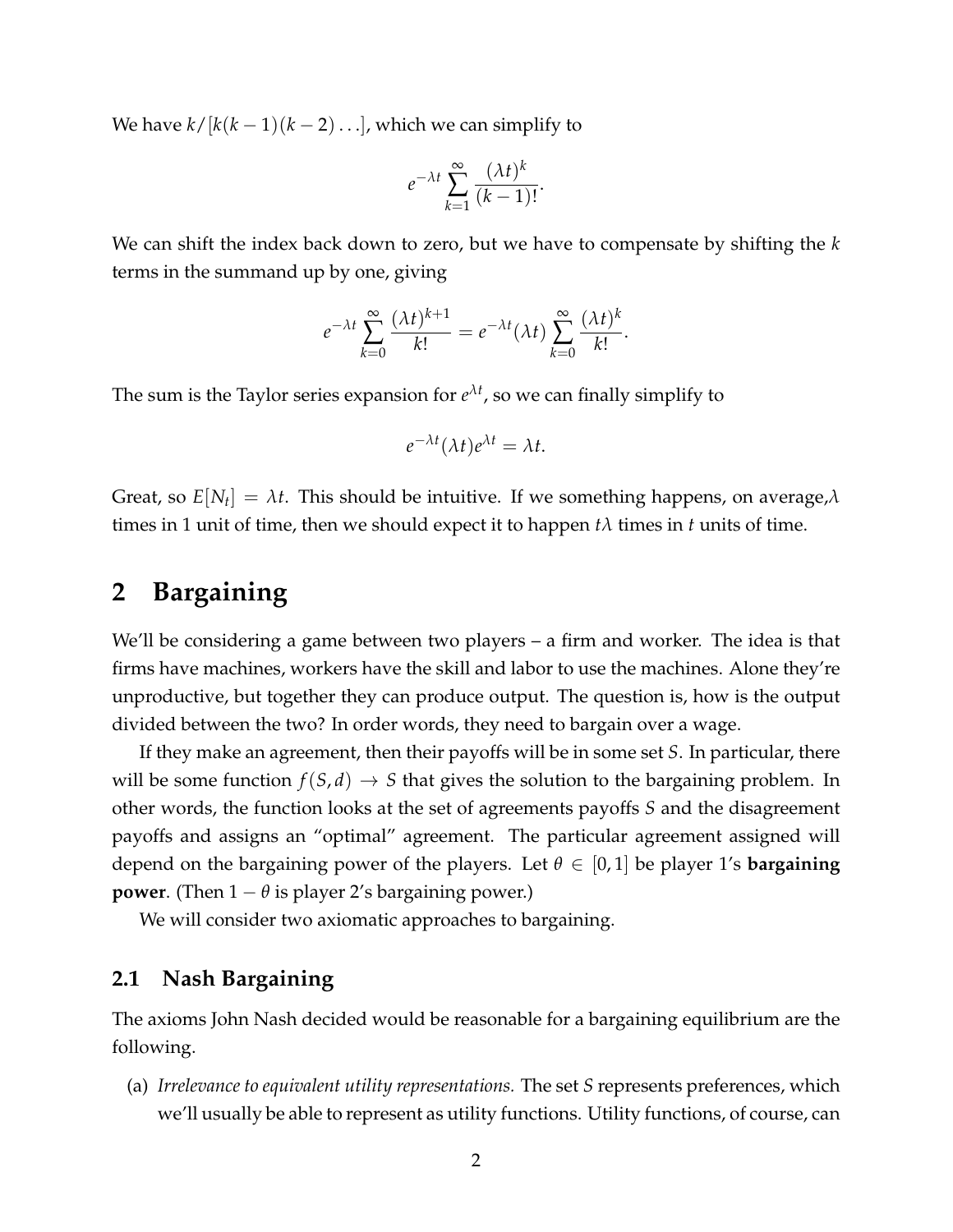We have $k/[k(k-1)(k-2)\ldots]$, which we can simplify to

$$e^{-\lambda t} \sum_{k=1}^{\infty} \frac{(\lambda t)^k}{(k-1)!}.$$

We can shift the index back down to zero, but we have to compensate by shifting the $k$ terms in the summand up by one, giving

$$e^{-\lambda t} \sum_{k=0}^{\infty} \frac{(\lambda t)^{k+1}}{k!} = e^{-\lambda t}(\lambda t) \sum_{k=0}^{\infty} \frac{(\lambda t)^k}{k!}.$$

The sum is the Taylor series expansion for $e^{\lambda t}$, so we can finally simplify to

$$e^{-\lambda t}(\lambda t)e^{\lambda t} = \lambda t.$$

Great, so $E[N_t] = \lambda t$. This should be intuitive. If we something happens, on average,$\lambda$ times in 1 unit of time, then we should expect it to happen $t\lambda$ times in $t$ units of time.

# 2 Bargaining

We'll be considering a game between two players – a firm and worker. The idea is that firms have machines, workers have the skill and labor to use the machines. Alone they're unproductive, but together they can produce output. The question is, how is the output divided between the two? In order words, they need to bargain over a wage.

If they make an agreement, then their payoffs will be in some set $S$. In particular, there will be some function $f(S, d) \to S$ that gives the solution to the bargaining problem. In other words, the function looks at the set of agreements payoffs $S$ and the disagreement payoffs and assigns an "optimal" agreement. The particular agreement assigned will depend on the bargaining power of the players. Let $\theta \in [0, 1]$ be player 1's **bargaining power**. (Then $1 - \theta$ is player 2's bargaining power.)

We will consider two axiomatic approaches to bargaining.

## 2.1 Nash Bargaining

The axioms John Nash decided would be reasonable for a bargaining equilibrium are the following.

(a) *Irrelevance to equivalent utility representations.* The set $S$ represents preferences, which we'll usually be able to represent as utility functions. Utility functions, of course, can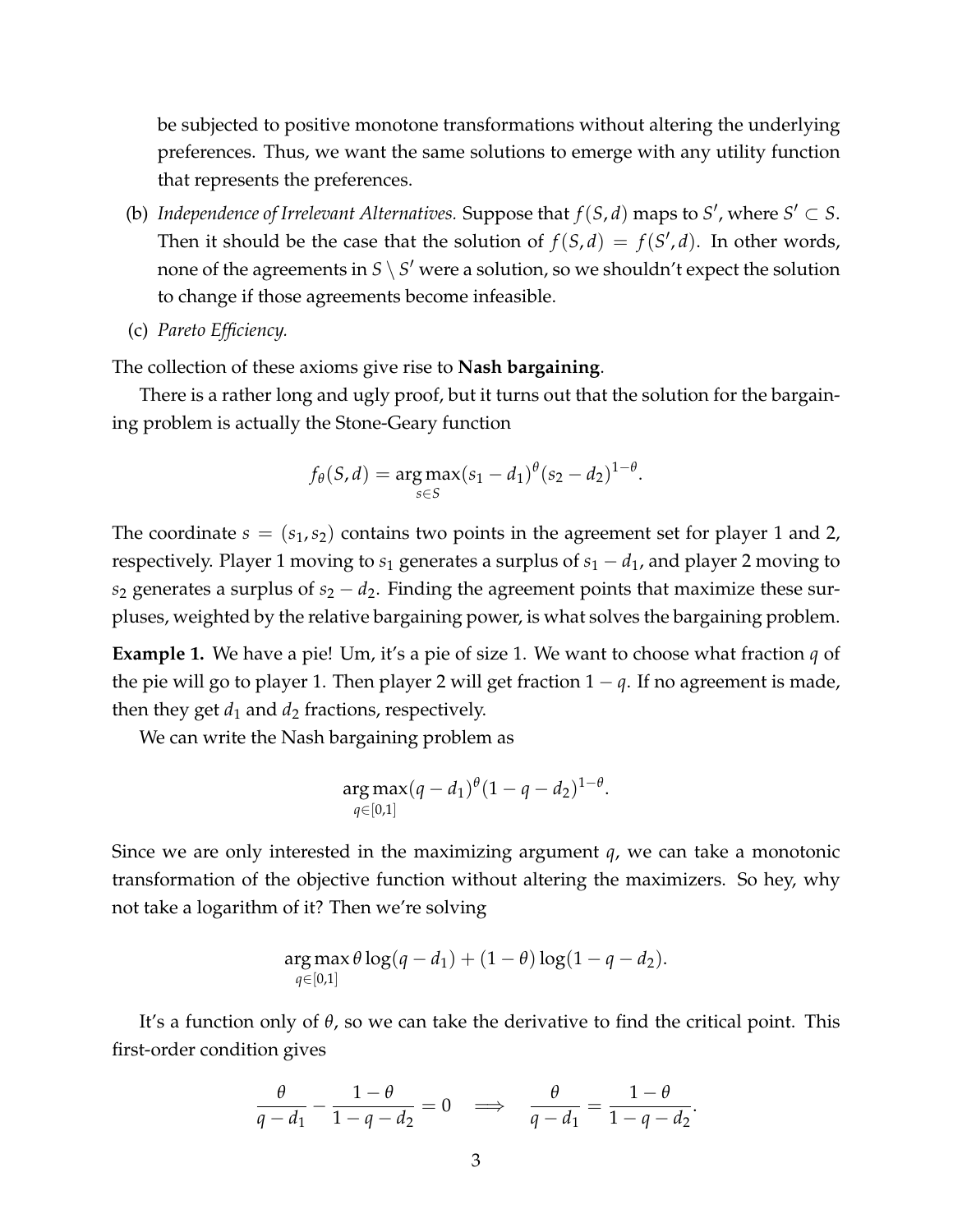be subjected to positive monotone transformations without altering the underlying preferences. Thus, we want the same solutions to emerge with any utility function that represents the preferences.

(b) *Independence of Irrelevant Alternatives.* Suppose that $f(S,d)$ maps to $S'$, where $S' \subset S$. Then it should be the case that the solution of $f(S,d) = f(S',d)$. In other words, none of the agreements in $S \setminus S'$ were a solution, so we shouldn't expect the solution to change if those agreements become infeasible.

(c) *Pareto Efficiency.*

The collection of these axioms give rise to **Nash bargaining**.

There is a rather long and ugly proof, but it turns out that the solution for the bargaining problem is actually the Stone-Geary function

$$f_\theta(S,d) = \underset{s \in S}{\arg\max}(s_1 - d_1)^\theta (s_2 - d_2)^{1-\theta}.$$

The coordinate $s = (s_1, s_2)$ contains two points in the agreement set for player 1 and 2, respectively. Player 1 moving to $s_1$ generates a surplus of $s_1 - d_1$, and player 2 moving to $s_2$ generates a surplus of $s_2 - d_2$. Finding the agreement points that maximize these surpluses, weighted by the relative bargaining power, is what solves the bargaining problem.

**Example 1.** We have a pie! Um, it's a pie of size 1. We want to choose what fraction $q$ of the pie will go to player 1. Then player 2 will get fraction $1-q$. If no agreement is made, then they get $d_1$ and $d_2$ fractions, respectively.

We can write the Nash bargaining problem as

$$\underset{q \in [0,1]}{\arg\max}(q - d_1)^\theta (1 - q - d_2)^{1-\theta}.$$

Since we are only interested in the maximizing argument $q$, we can take a monotonic transformation of the objective function without altering the maximizers. So hey, why not take a logarithm of it? Then we're solving

$$\underset{q \in [0,1]}{\arg\max}\, \theta \log(q - d_1) + (1-\theta)\log(1 - q - d_2).$$

It's a function only of $\theta$, so we can take the derivative to find the critical point. This first-order condition gives

$$\frac{\theta}{q - d_1} - \frac{1-\theta}{1 - q - d_2} = 0 \quad \Longrightarrow \quad \frac{\theta}{q - d_1} = \frac{1-\theta}{1 - q - d_2}.$$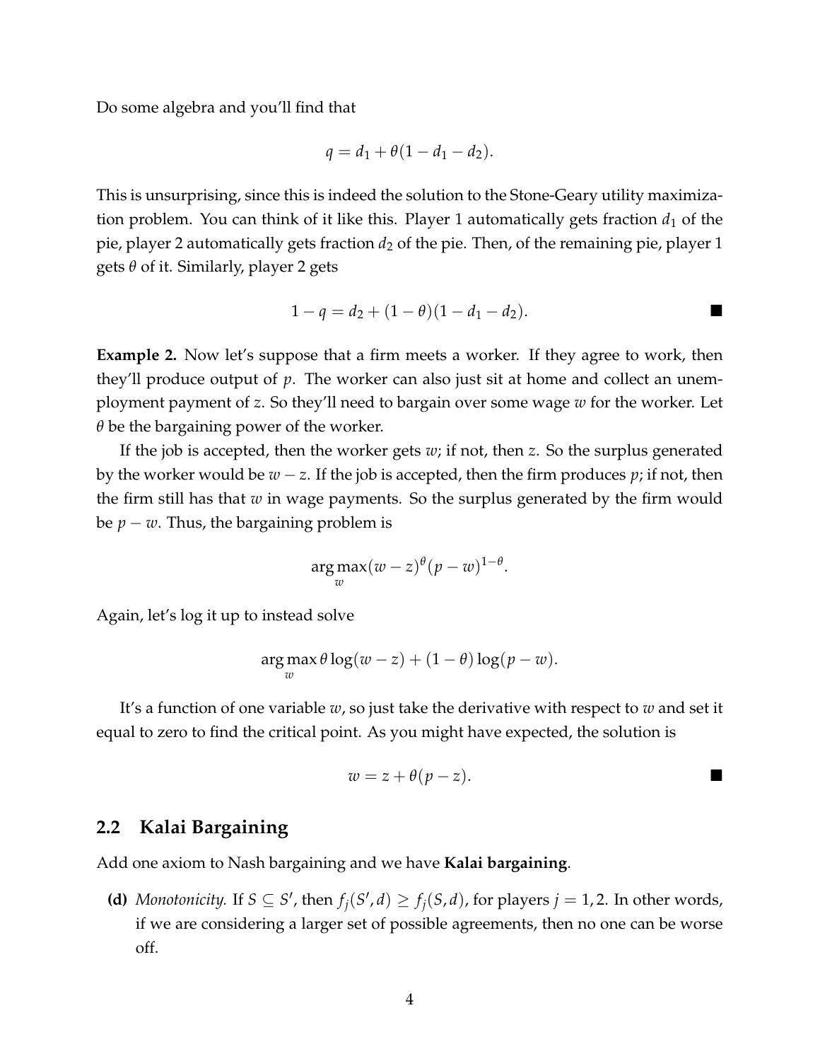Do some algebra and you'll find that

$$q = d_1 + \theta(1 - d_1 - d_2).$$

This is unsurprising, since this is indeed the solution to the Stone-Geary utility maximization problem. You can think of it like this. Player 1 automatically gets fraction $d_1$ of the pie, player 2 automatically gets fraction $d_2$ of the pie. Then, of the remaining pie, player 1 gets $\theta$ of it. Similarly, player 2 gets

$$1 - q = d_2 + (1 - \theta)(1 - d_1 - d_2). \blacksquare$$

**Example 2.** Now let's suppose that a firm meets a worker. If they agree to work, then they'll produce output of $p$. The worker can also just sit at home and collect an unemployment payment of $z$. So they'll need to bargain over some wage $w$ for the worker. Let $\theta$ be the bargaining power of the worker.

If the job is accepted, then the worker gets $w$; if not, then $z$. So the surplus generated by the worker would be $w - z$. If the job is accepted, then the firm produces $p$; if not, then the firm still has that $w$ in wage payments. So the surplus generated by the firm would be $p - w$. Thus, the bargaining problem is

$$\arg\max_w (w - z)^\theta (p - w)^{1-\theta}.$$

Again, let's log it up to instead solve

$$\arg\max_w \theta \log(w - z) + (1 - \theta)\log(p - w).$$

It's a function of one variable $w$, so just take the derivative with respect to $w$ and set it equal to zero to find the critical point. As you might have expected, the solution is

$$w = z + \theta(p - z). \blacksquare$$

## 2.2 Kalai Bargaining

Add one axiom to Nash bargaining and we have **Kalai bargaining**.

**(d)** *Monotonicity.* If $S \subseteq S'$, then $f_j(S', d) \geq f_j(S, d)$, for players $j = 1, 2$. In other words, if we are considering a larger set of possible agreements, then no one can be worse off.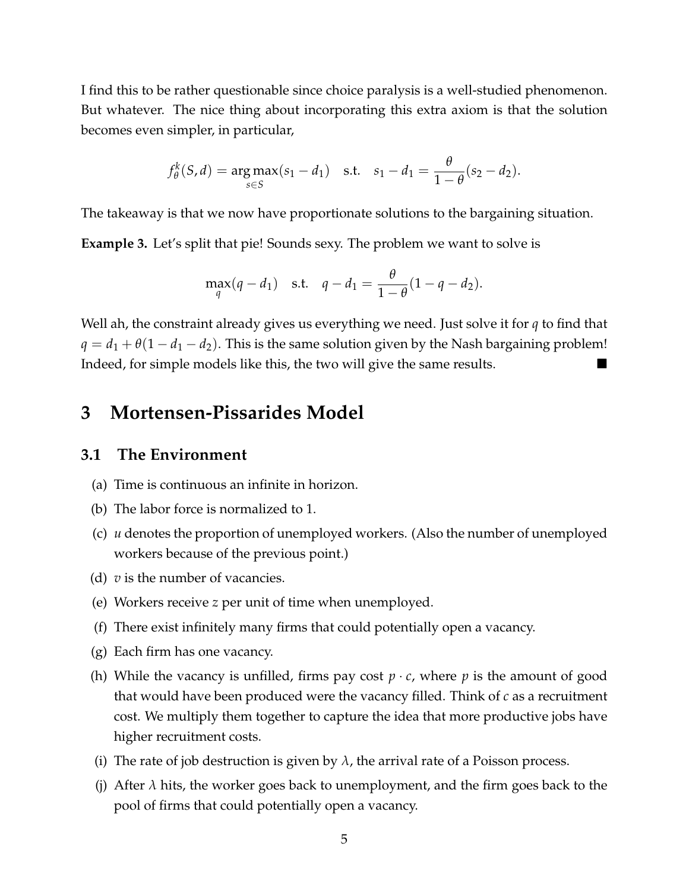I find this to be rather questionable since choice paralysis is a well-studied phenomenon. But whatever. The nice thing about incorporating this extra axiom is that the solution becomes even simpler, in particular,

$$f_\theta^k(S,d) = \arg\max_{s \in S}(s_1 - d_1) \quad \text{s.t.} \quad s_1 - d_1 = \frac{\theta}{1-\theta}(s_2 - d_2).$$

The takeaway is that we now have proportionate solutions to the bargaining situation.

**Example 3.** Let's split that pie! Sounds sexy. The problem we want to solve is

$$\max_q (q - d_1) \quad \text{s.t.} \quad q - d_1 = \frac{\theta}{1-\theta}(1 - q - d_2).$$

Well ah, the constraint already gives us everything we need. Just solve it for $q$ to find that $q = d_1 + \theta(1 - d_1 - d_2)$. This is the same solution given by the Nash bargaining problem! Indeed, for simple models like this, the two will give the same results. ■

# 3 Mortensen-Pissarides Model

## 3.1 The Environment

(a) Time is continuous an infinite in horizon.

(b) The labor force is normalized to 1.

(c) $u$ denotes the proportion of unemployed workers. (Also the number of unemployed workers because of the previous point.)

(d) $v$ is the number of vacancies.

(e) Workers receive $z$ per unit of time when unemployed.

(f) There exist infinitely many firms that could potentially open a vacancy.

(g) Each firm has one vacancy.

(h) While the vacancy is unfilled, firms pay cost $p \cdot c$, where $p$ is the amount of good that would have been produced were the vacancy filled. Think of $c$ as a recruitment cost. We multiply them together to capture the idea that more productive jobs have higher recruitment costs.

(i) The rate of job destruction is given by $\lambda$, the arrival rate of a Poisson process.

(j) After $\lambda$ hits, the worker goes back to unemployment, and the firm goes back to the pool of firms that could potentially open a vacancy.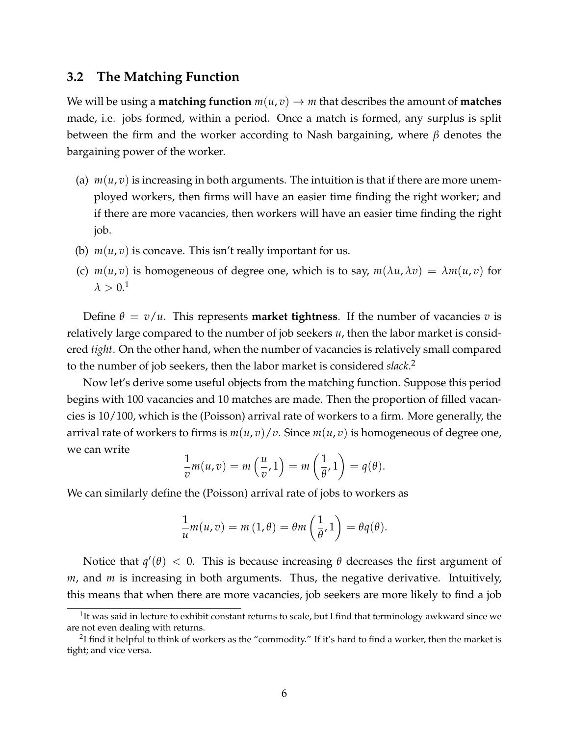## 3.2 The Matching Function

We will be using a **matching function** $m(u, v) \to m$ that describes the amount of **matches** made, i.e. jobs formed, within a period. Once a match is formed, any surplus is split between the firm and the worker according to Nash bargaining, where $\beta$ denotes the bargaining power of the worker.

(a) $m(u, v)$ is increasing in both arguments. The intuition is that if there are more unemployed workers, then firms will have an easier time finding the right worker; and if there are more vacancies, then workers will have an easier time finding the right job.

(b) $m(u, v)$ is concave. This isn't really important for us.

(c) $m(u, v)$ is homogeneous of degree one, which is to say, $m(\lambda u, \lambda v) = \lambda m(u, v)$ for $\lambda > 0$.[1]

Define $\theta = v/u$. This represents **market tightness**. If the number of vacancies $v$ is relatively large compared to the number of job seekers $u$, then the labor market is considered *tight*. On the other hand, when the number of vacancies is relatively small compared to the number of job seekers, then the labor market is considered *slack*.[2]

Now let's derive some useful objects from the matching function. Suppose this period begins with 100 vacancies and 10 matches are made. Then the proportion of filled vacancies is 10/100, which is the (Poisson) arrival rate of workers to a firm. More generally, the arrival rate of workers to firms is $m(u, v)/v$. Since $m(u, v)$ is homogeneous of degree one, we can write

$$\frac{1}{v} m(u, v) = m\left(\frac{u}{v}, 1\right) = m\left(\frac{1}{\theta}, 1\right) = q(\theta).$$

We can similarly define the (Poisson) arrival rate of jobs to workers as

$$\frac{1}{u} m(u, v) = m(1, \theta) = \theta m\left(\frac{1}{\theta}, 1\right) = \theta q(\theta).$$

Notice that $q'(\theta) < 0$. This is because increasing $\theta$ decreases the first argument of $m$, and $m$ is increasing in both arguments. Thus, the negative derivative. Intuitively, this means that when there are more vacancies, job seekers are more likely to find a job

[1] It was said in lecture to exhibit constant returns to scale, but I find that terminology awkward since we are not even dealing with returns.

[2] I find it helpful to think of workers as the "commodity." If it's hard to find a worker, then the market is tight; and vice versa.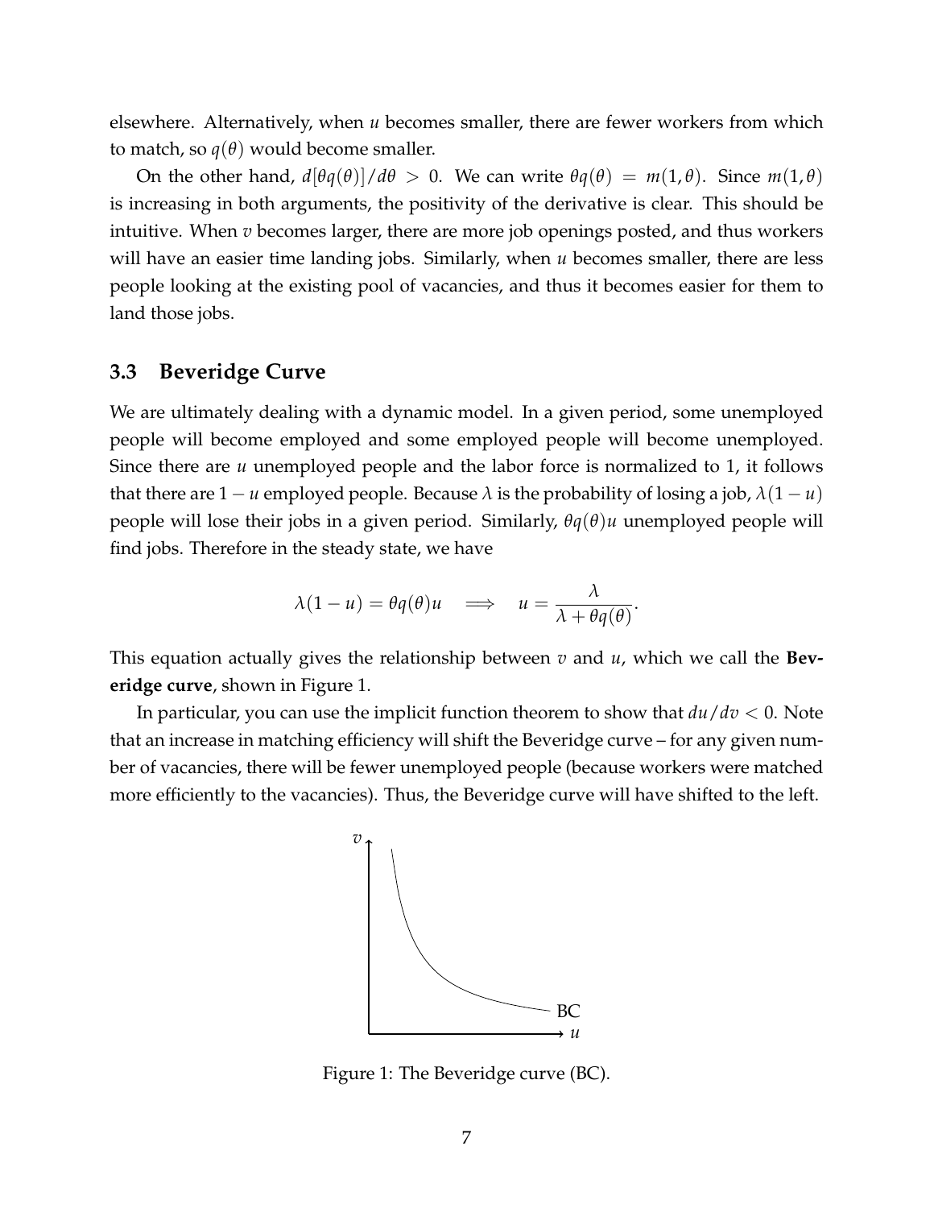elsewhere. Alternatively, when $u$ becomes smaller, there are fewer workers from which to match, so $q(\theta)$ would become smaller.

On the other hand, $d[\theta q(\theta)]/d\theta > 0$. We can write $\theta q(\theta) = m(1, \theta)$. Since $m(1, \theta)$ is increasing in both arguments, the positivity of the derivative is clear. This should be intuitive. When $v$ becomes larger, there are more job openings posted, and thus workers will have an easier time landing jobs. Similarly, when $u$ becomes smaller, there are less people looking at the existing pool of vacancies, and thus it becomes easier for them to land those jobs.

### 3.3 Beveridge Curve

We are ultimately dealing with a dynamic model. In a given period, some unemployed people will become employed and some employed people will become unemployed. Since there are $u$ unemployed people and the labor force is normalized to 1, it follows that there are $1 - u$ employed people. Because $\lambda$ is the probability of losing a job, $\lambda(1 - u)$ people will lose their jobs in a given period. Similarly, $\theta q(\theta) u$ unemployed people will find jobs. Therefore in the steady state, we have

$$\lambda(1 - u) = \theta q(\theta) u \quad \Longrightarrow \quad u = \frac{\lambda}{\lambda + \theta q(\theta)}.$$

This equation actually gives the relationship between $v$ and $u$, which we call the **Beveridge curve**, shown in Figure 1.

In particular, you can use the implicit function theorem to show that $du/dv < 0$. Note that an increase in matching efficiency will shift the Beveridge curve – for any given number of vacancies, there will be fewer unemployed people (because workers were matched more efficiently to the vacancies). Thus, the Beveridge curve will have shifted to the left.

Figure 1: The Beveridge curve (BC).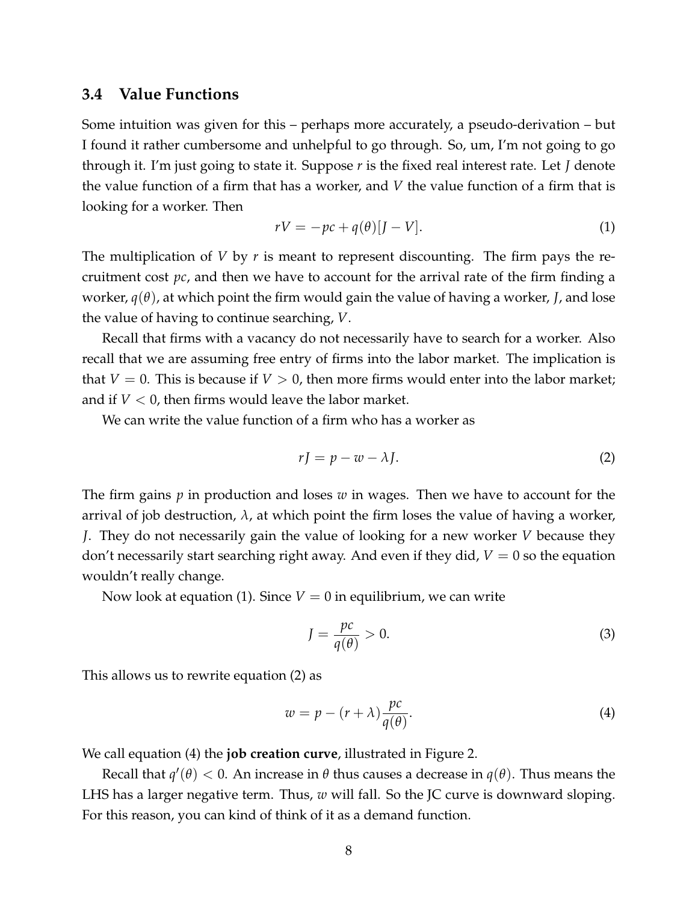### 3.4 Value Functions

Some intuition was given for this – perhaps more accurately, a pseudo-derivation – but I found it rather cumbersome and unhelpful to go through. So, um, I'm not going to go through it. I'm just going to state it. Suppose $r$ is the fixed real interest rate. Let $J$ denote the value function of a firm that has a worker, and $V$ the value function of a firm that is looking for a worker. Then

$$rV = -pc + q(\theta)[J - V]. \tag{1}$$

The multiplication of $V$ by $r$ is meant to represent discounting. The firm pays the recruitment cost $pc$, and then we have to account for the arrival rate of the firm finding a worker, $q(\theta)$, at which point the firm would gain the value of having a worker, $J$, and lose the value of having to continue searching, $V$.

Recall that firms with a vacancy do not necessarily have to search for a worker. Also recall that we are assuming free entry of firms into the labor market. The implication is that $V = 0$. This is because if $V > 0$, then more firms would enter into the labor market; and if $V < 0$, then firms would leave the labor market.

We can write the value function of a firm who has a worker as

$$rJ = p - w - \lambda J. \tag{2}$$

The firm gains $p$ in production and loses $w$ in wages. Then we have to account for the arrival of job destruction, $\lambda$, at which point the firm loses the value of having a worker, $J$. They do not necessarily gain the value of looking for a new worker $V$ because they don't necessarily start searching right away. And even if they did, $V = 0$ so the equation wouldn't really change.

Now look at equation (1). Since $V = 0$ in equilibrium, we can write

$$J = \frac{pc}{q(\theta)} > 0. \tag{3}$$

This allows us to rewrite equation (2) as

$$w = p - (r + \lambda)\frac{pc}{q(\theta)}. \tag{4}$$

We call equation (4) the **job creation curve**, illustrated in Figure 2.

Recall that $q'(\theta) < 0$. An increase in $\theta$ thus causes a decrease in $q(\theta)$. Thus means the LHS has a larger negative term. Thus, $w$ will fall. So the JC curve is downward sloping. For this reason, you can kind of think of it as a demand function.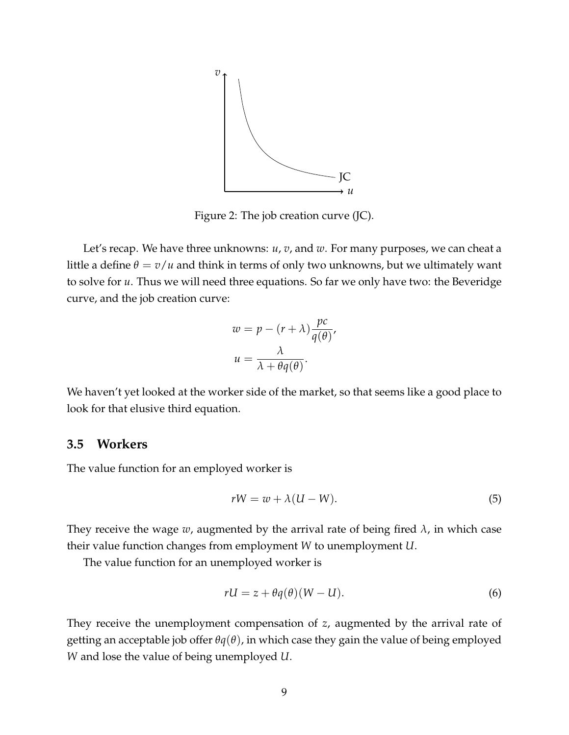Figure 2: The job creation curve (JC).

Let's recap. We have three unknowns: $u$, $v$, and $w$. For many purposes, we can cheat a little a define $\theta = v/u$ and think in terms of only two unknowns, but we ultimately want to solve for $u$. Thus we will need three equations. So far we only have two: the Beveridge curve, and the job creation curve:

$$w = p - (r + \lambda)\frac{pc}{q(\theta)},$$
$$u = \frac{\lambda}{\lambda + \theta q(\theta)}.$$

We haven't yet looked at the worker side of the market, so that seems like a good place to look for that elusive third equation.

### 3.5 Workers

The value function for an employed worker is

$$rW = w + \lambda(U - W). \tag{5}$$

They receive the wage $w$, augmented by the arrival rate of being fired $\lambda$, in which case their value function changes from employment $W$ to unemployment $U$.

The value function for an unemployed worker is

$$rU = z + \theta q(\theta)(W - U). \tag{6}$$

They receive the unemployment compensation of $z$, augmented by the arrival rate of getting an acceptable job offer $\theta q(\theta)$, in which case they gain the value of being employed $W$ and lose the value of being unemployed $U$.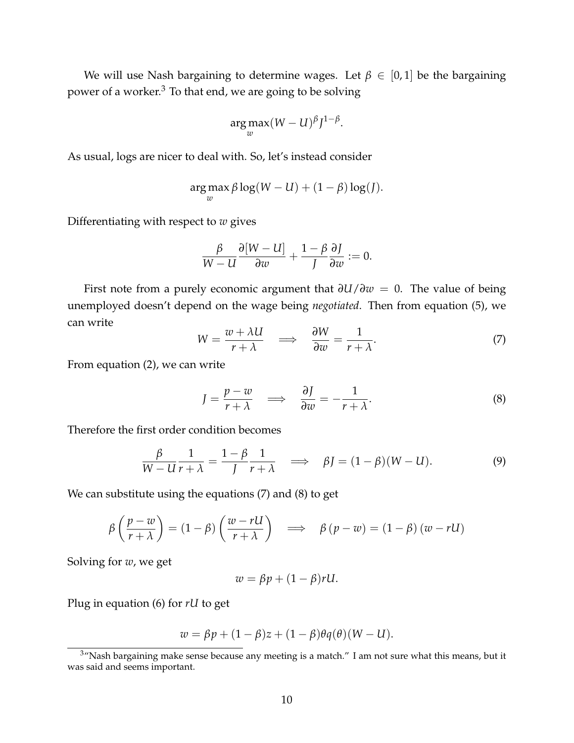We will use Nash bargaining to determine wages. Let $\beta \in [0,1]$ be the bargaining power of a worker.[3] To that end, we are going to be solving

$$\arg\max_{w} (W-U)^{\beta} J^{1-\beta}.$$

As usual, logs are nicer to deal with. So, let's instead consider

$$\arg\max_{w} \beta \log(W-U) + (1-\beta)\log(J).$$

Differentiating with respect to $w$ gives

$$\frac{\beta}{W-U}\frac{\partial[W-U]}{\partial w} + \frac{1-\beta}{J}\frac{\partial J}{\partial w} := 0.$$

First note from a purely economic argument that $\partial U/\partial w = 0$. The value of being unemployed doesn't depend on the wage being *negotiated*. Then from equation (5), we can write

$$W = \frac{w + \lambda U}{r+\lambda} \quad \Longrightarrow \quad \frac{\partial W}{\partial w} = \frac{1}{r+\lambda}. \tag{7}$$

From equation (2), we can write

$$J = \frac{p-w}{r+\lambda} \quad \Longrightarrow \quad \frac{\partial J}{\partial w} = -\frac{1}{r+\lambda}. \tag{8}$$

Therefore the first order condition becomes

$$\frac{\beta}{W-U}\frac{1}{r+\lambda} = \frac{1-\beta}{J}\frac{1}{r+\lambda} \quad \Longrightarrow \quad \beta J = (1-\beta)(W-U). \tag{9}$$

We can substitute using the equations (7) and (8) to get

$$\beta\left(\frac{p-w}{r+\lambda}\right) = (1-\beta)\left(\frac{w-rU}{r+\lambda}\right) \quad \Longrightarrow \quad \beta\left(p-w\right) = (1-\beta)\left(w-rU\right)$$

Solving for $w$, we get

$$w = \beta p + (1-\beta) rU.$$

Plug in equation (6) for $rU$ to get

$$w = \beta p + (1-\beta) z + (1-\beta)\theta q(\theta)(W-U).$$

[3] "Nash bargaining make sense because any meeting is a match." I am not sure what this means, but it was said and seems important.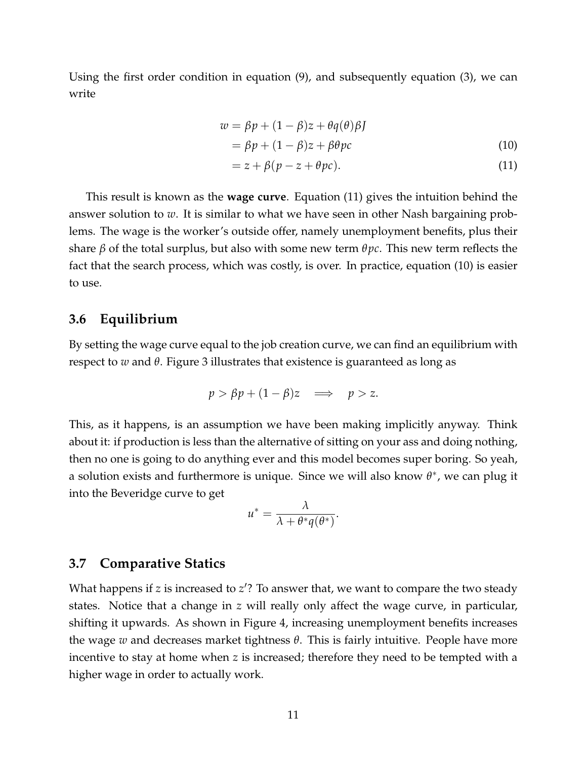Using the first order condition in equation (9), and subsequently equation (3), we can write

$$
\begin{aligned}
w &= \beta p + (1-\beta)z + \theta q(\theta)\beta J \\
&= \beta p + (1-\beta)z + \beta\theta p c \qquad (10) \\
&= z + \beta(p - z + \theta p c). \qquad (11)
\end{aligned}
$$

This result is known as the **wage curve**. Equation (11) gives the intuition behind the answer solution to $w$. It is similar to what we have seen in other Nash bargaining problems. The wage is the worker's outside offer, namely unemployment benefits, plus their share $\beta$ of the total surplus, but also with some new term $\theta p c$. This new term reflects the fact that the search process, which was costly, is over. In practice, equation (10) is easier to use.

### 3.6 Equilibrium

By setting the wage curve equal to the job creation curve, we can find an equilibrium with respect to $w$ and $\theta$. Figure 3 illustrates that existence is guaranteed as long as

$$
p > \beta p + (1-\beta)z \quad \Longrightarrow \quad p > z.
$$

This, as it happens, is an assumption we have been making implicitly anyway. Think about it: if production is less than the alternative of sitting on your ass and doing nothing, then no one is going to do anything ever and this model becomes super boring. So yeah, a solution exists and furthermore is unique. Since we will also know $\theta^*$, we can plug it into the Beveridge curve to get

$$
u^* = \frac{\lambda}{\lambda + \theta^* q(\theta^*)}.
$$

### 3.7 Comparative Statics

What happens if $z$ is increased to $z'$? To answer that, we want to compare the two steady states. Notice that a change in $z$ will really only affect the wage curve, in particular, shifting it upwards. As shown in Figure 4, increasing unemployment benefits increases the wage $w$ and decreases market tightness $\theta$. This is fairly intuitive. People have more incentive to stay at home when $z$ is increased; therefore they need to be tempted with a higher wage in order to actually work.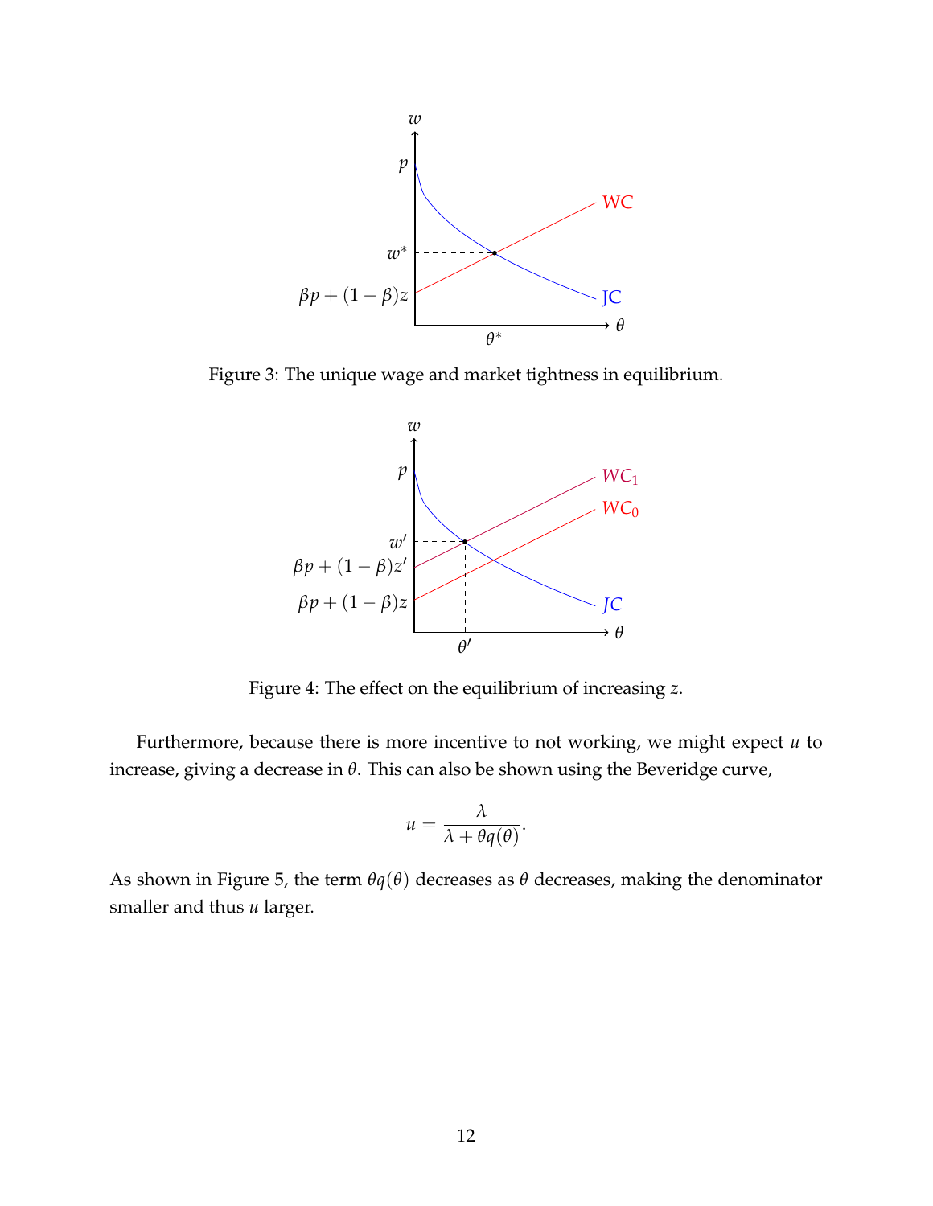Figure 3: The unique wage and market tightness in equilibrium.

Figure 4: The effect on the equilibrium of increasing $z$.

Furthermore, because there is more incentive to not working, we might expect $u$ to increase, giving a decrease in $\theta$. This can also be shown using the Beveridge curve,

$$u = \frac{\lambda}{\lambda + \theta q(\theta)}.$$

As shown in Figure 5, the term $\theta q(\theta)$ decreases as $\theta$ decreases, making the denominator smaller and thus $u$ larger.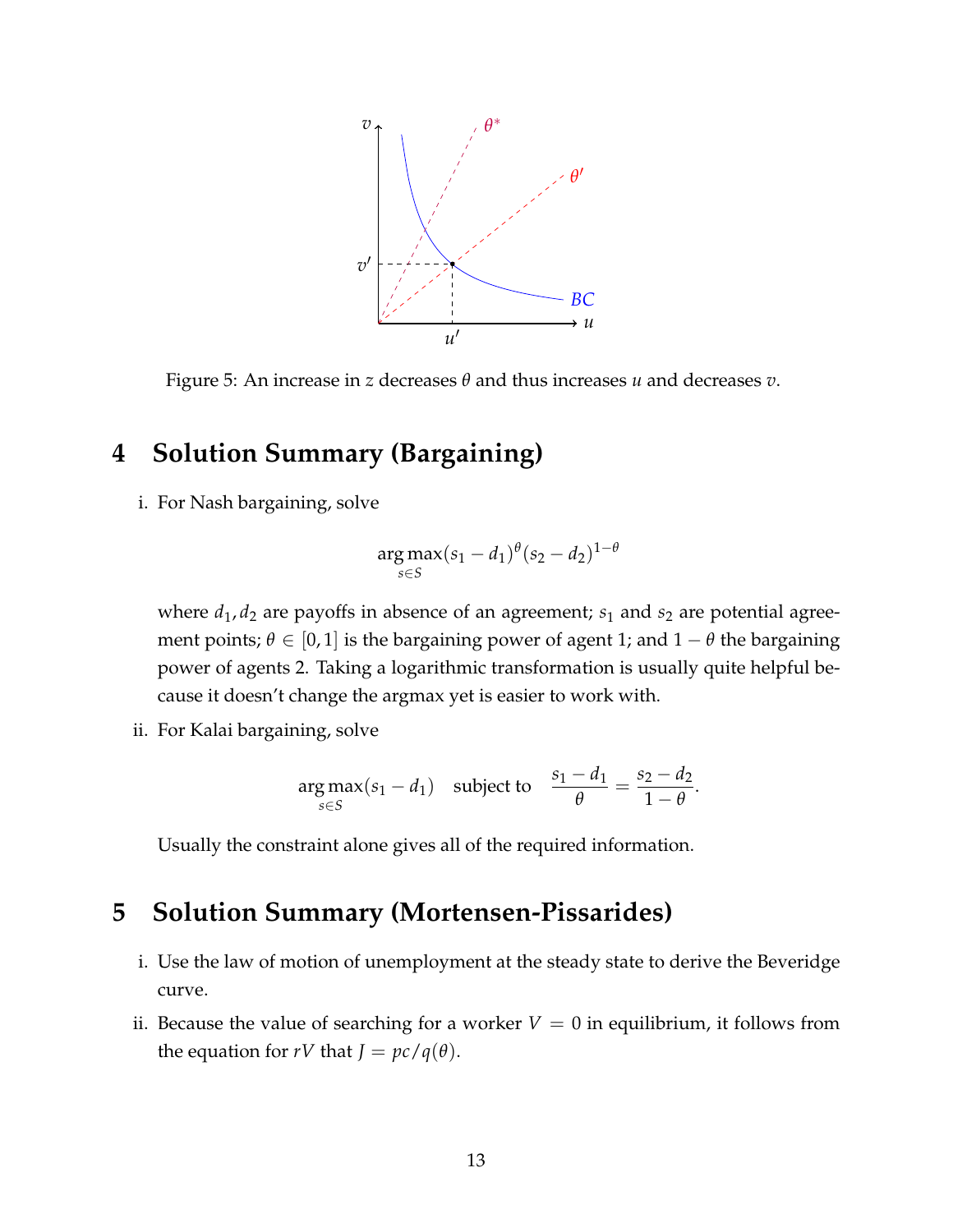Figure 5: An increase in $z$ decreases $\theta$ and thus increases $u$ and decreases $v$.

## 4 Solution Summary (Bargaining)

i. For Nash bargaining, solve

$$\arg\max_{s \in S} (s_1 - d_1)^{\theta} (s_2 - d_2)^{1-\theta}$$

where $d_1, d_2$ are payoffs in absence of an agreement; $s_1$ and $s_2$ are potential agreement points; $\theta \in [0, 1]$ is the bargaining power of agent 1; and $1 - \theta$ the bargaining power of agents 2. Taking a logarithmic transformation is usually quite helpful because it doesn't change the argmax yet is easier to work with.

ii. For Kalai bargaining, solve

$$\arg\max_{s \in S} (s_1 - d_1) \quad \text{subject to} \quad \frac{s_1 - d_1}{\theta} = \frac{s_2 - d_2}{1 - \theta}.$$

Usually the constraint alone gives all of the required information.

## 5 Solution Summary (Mortensen-Pissarides)

i. Use the law of motion of unemployment at the steady state to derive the Beveridge curve.

ii. Because the value of searching for a worker $V = 0$ in equilibrium, it follows from the equation for $rV$ that $J = pc/q(\theta)$.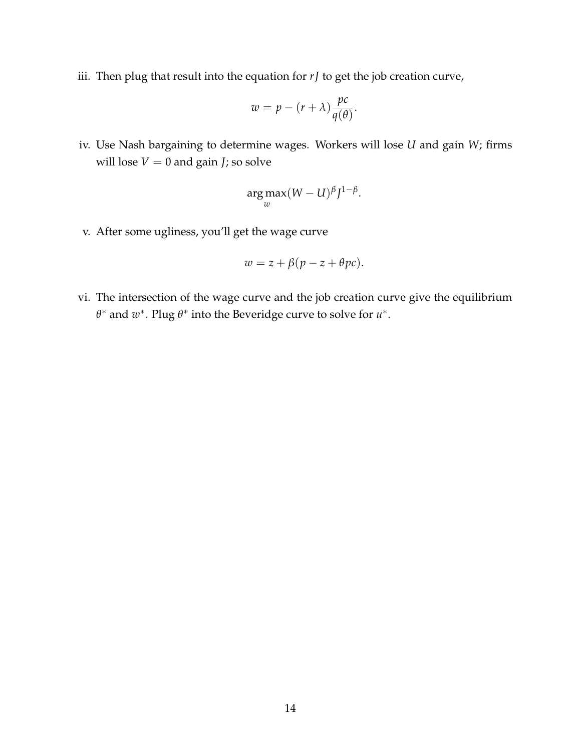iii. Then plug that result into the equation for $rJ$ to get the job creation curve,

$$w = p - (r + \lambda)\frac{pc}{q(\theta)}.$$

iv. Use Nash bargaining to determine wages. Workers will lose $U$ and gain $W$; firms will lose $V = 0$ and gain $J$; so solve

$$\arg\max_{w}(W - U)^{\beta} J^{1-\beta}.$$

v. After some ugliness, you'll get the wage curve

$$w = z + \beta(p - z + \theta pc).$$

vi. The intersection of the wage curve and the job creation curve give the equilibrium $\theta^*$ and $w^*$. Plug $\theta^*$ into the Beveridge curve to solve for $u^*$.